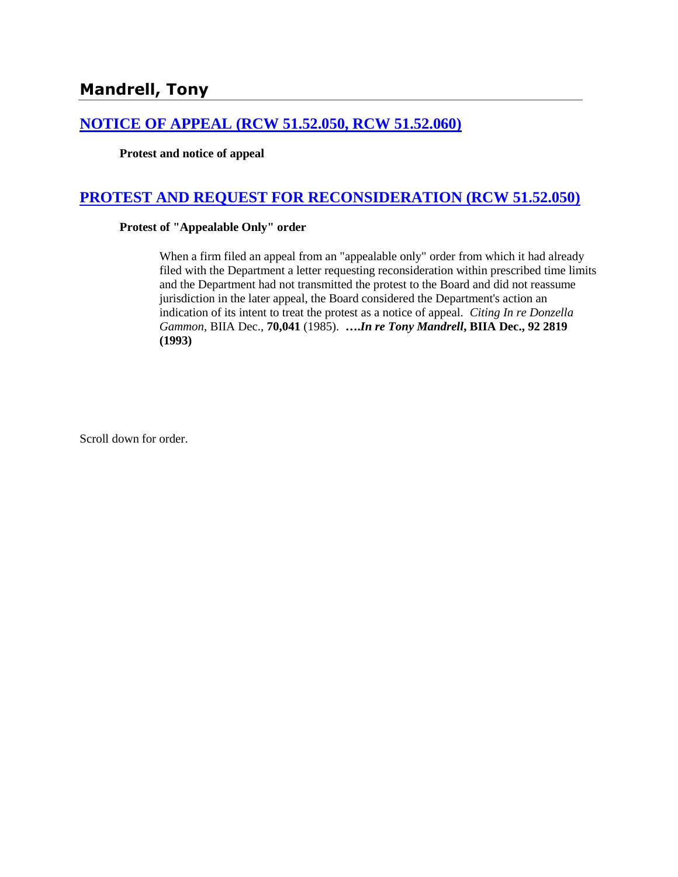## Mandrell, Tony

### [NOTICE OF APPEAL (RCW 51.52.050, RCW 51.52.060)]()

**Protest and notice of appeal**

### [PROTEST AND REQUEST FOR RECONSIDERATION (RCW 51.52.050)]()

**Protest of "Appealable Only" order**

> When a firm filed an appeal from an "appealable only" order from which it had already filed with the Department a letter requesting reconsideration within prescribed time limits and the Department had not transmitted the protest to the Board and did not reassume jurisdiction in the later appeal, the Board considered the Department's action an indication of its intent to treat the protest as a notice of appeal. *Citing In re Donzella Gammon*, BIIA Dec., **70,041** (1985). ***….In re Tony Mandrell*, BIIA Dec., 92 2819 (1993)**

Scroll down for order.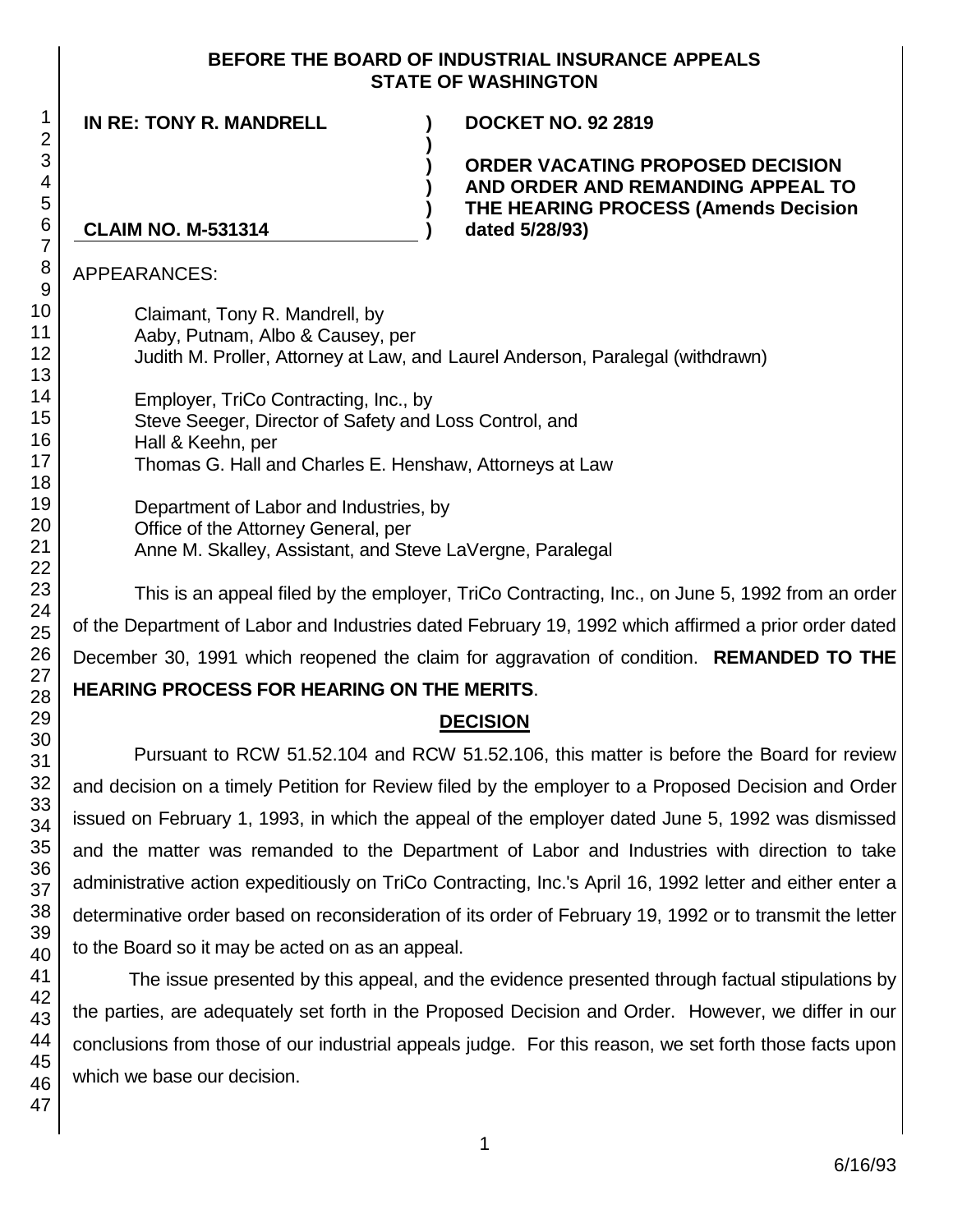**BEFORE THE BOARD OF INDUSTRIAL INSURANCE APPEALS STATE OF WASHINGTON**

| | | |
|---|---|---|
| **IN RE: TONY R. MANDRELL** | **)** | **DOCKET NO. 92 2819** |
| | **)** | |
| | **)** | **ORDER VACATING PROPOSED DECISION AND ORDER AND REMANDING APPEAL TO THE HEARING PROCESS (Amends Decision dated 5/28/93)** |
| **CLAIM NO. M-531314** | **)** | |

APPEARANCES:

Claimant, Tony R. Mandrell, by
Aaby, Putnam, Albo & Causey, per
Judith M. Proller, Attorney at Law, and Laurel Anderson, Paralegal (withdrawn)

Employer, TriCo Contracting, Inc., by
Steve Seeger, Director of Safety and Loss Control, and
Hall & Keehn, per
Thomas G. Hall and Charles E. Henshaw, Attorneys at Law

Department of Labor and Industries, by
Office of the Attorney General, per
Anne M. Skalley, Assistant, and Steve LaVergne, Paralegal

This is an appeal filed by the employer, TriCo Contracting, Inc., on June 5, 1992 from an order of the Department of Labor and Industries dated February 19, 1992 which affirmed a prior order dated December 30, 1991 which reopened the claim for aggravation of condition. **REMANDED TO THE HEARING PROCESS FOR HEARING ON THE MERITS**.

## DECISION

Pursuant to RCW 51.52.104 and RCW 51.52.106, this matter is before the Board for review and decision on a timely Petition for Review filed by the employer to a Proposed Decision and Order issued on February 1, 1993, in which the appeal of the employer dated June 5, 1992 was dismissed and the matter was remanded to the Department of Labor and Industries with direction to take administrative action expeditiously on TriCo Contracting, Inc.'s April 16, 1992 letter and either enter a determinative order based on reconsideration of its order of February 19, 1992 or to transmit the letter to the Board so it may be acted on as an appeal.

The issue presented by this appeal, and the evidence presented through factual stipulations by the parties, are adequately set forth in the Proposed Decision and Order. However, we differ in our conclusions from those of our industrial appeals judge. For this reason, we set forth those facts upon which we base our decision.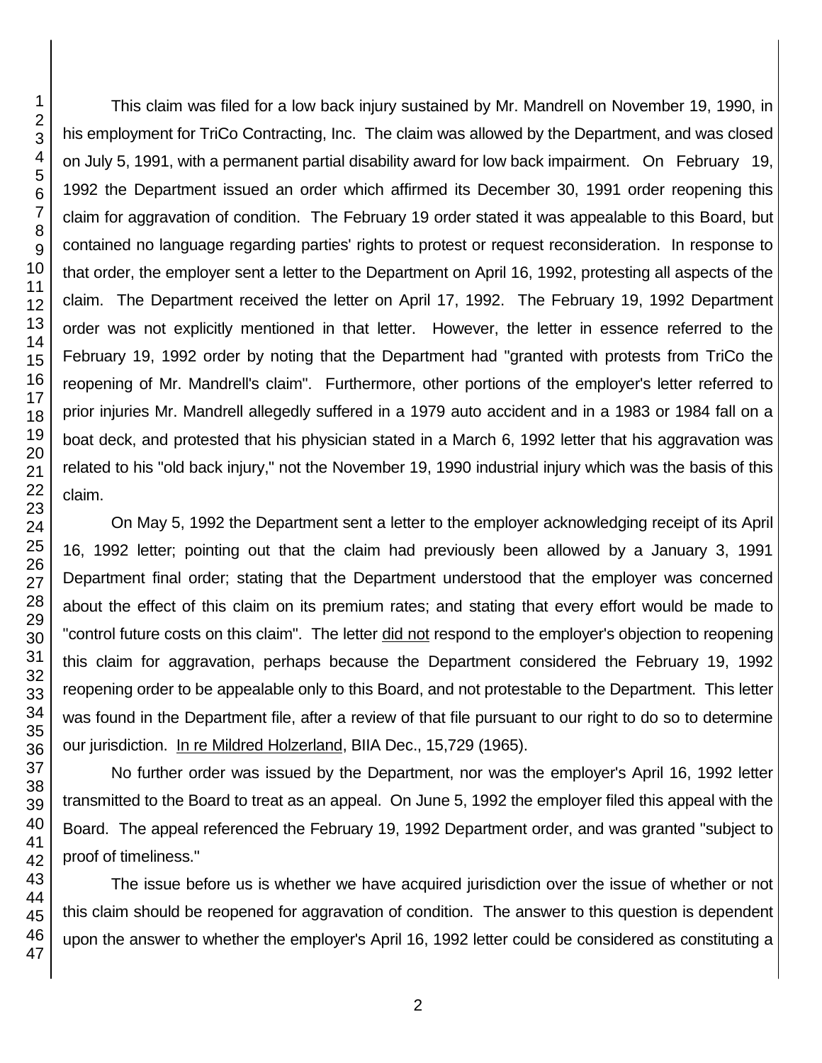This claim was filed for a low back injury sustained by Mr. Mandrell on November 19, 1990, in his employment for TriCo Contracting, Inc. The claim was allowed by the Department, and was closed on July 5, 1991, with a permanent partial disability award for low back impairment. On February 19, 1992 the Department issued an order which affirmed its December 30, 1991 order reopening this claim for aggravation of condition. The February 19 order stated it was appealable to this Board, but contained no language regarding parties' rights to protest or request reconsideration. In response to that order, the employer sent a letter to the Department on April 16, 1992, protesting all aspects of the claim. The Department received the letter on April 17, 1992. The February 19, 1992 Department order was not explicitly mentioned in that letter. However, the letter in essence referred to the February 19, 1992 order by noting that the Department had "granted with protests from TriCo the reopening of Mr. Mandrell's claim". Furthermore, other portions of the employer's letter referred to prior injuries Mr. Mandrell allegedly suffered in a 1979 auto accident and in a 1983 or 1984 fall on a boat deck, and protested that his physician stated in a March 6, 1992 letter that his aggravation was related to his "old back injury," not the November 19, 1990 industrial injury which was the basis of this claim.

On May 5, 1992 the Department sent a letter to the employer acknowledging receipt of its April 16, 1992 letter; pointing out that the claim had previously been allowed by a January 3, 1991 Department final order; stating that the Department understood that the employer was concerned about the effect of this claim on its premium rates; and stating that every effort would be made to "control future costs on this claim". The letter did not respond to the employer's objection to reopening this claim for aggravation, perhaps because the Department considered the February 19, 1992 reopening order to be appealable only to this Board, and not protestable to the Department. This letter was found in the Department file, after a review of that file pursuant to our right to do so to determine our jurisdiction. In re Mildred Holzerland, BIIA Dec., 15,729 (1965).

No further order was issued by the Department, nor was the employer's April 16, 1992 letter transmitted to the Board to treat as an appeal. On June 5, 1992 the employer filed this appeal with the Board. The appeal referenced the February 19, 1992 Department order, and was granted "subject to proof of timeliness."

The issue before us is whether we have acquired jurisdiction over the issue of whether or not this claim should be reopened for aggravation of condition. The answer to this question is dependent upon the answer to whether the employer's April 16, 1992 letter could be considered as constituting a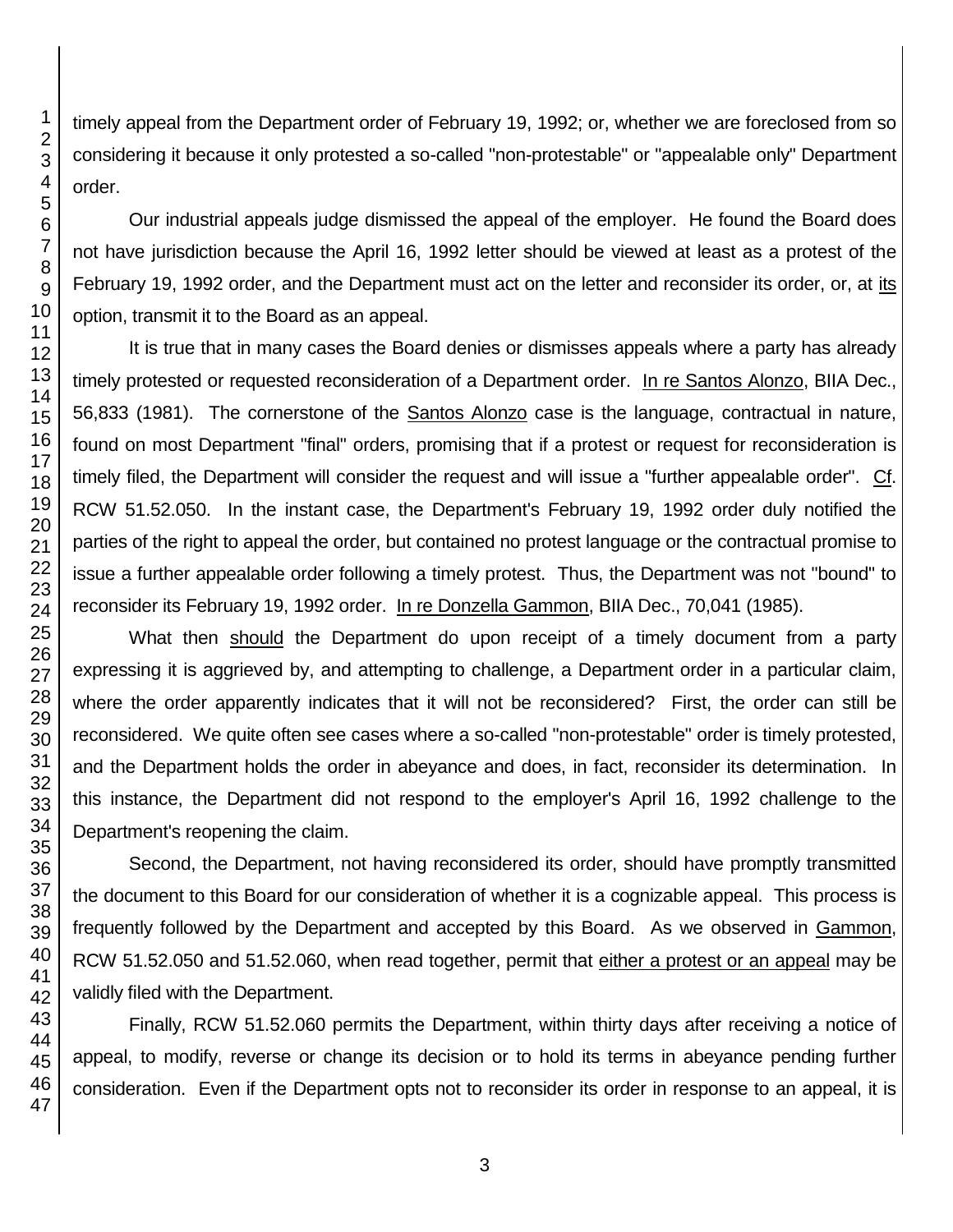timely appeal from the Department order of February 19, 1992; or, whether we are foreclosed from so considering it because it only protested a so-called "non-protestable" or "appealable only" Department order.

Our industrial appeals judge dismissed the appeal of the employer. He found the Board does not have jurisdiction because the April 16, 1992 letter should be viewed at least as a protest of the February 19, 1992 order, and the Department must act on the letter and reconsider its order, or, at its option, transmit it to the Board as an appeal.

It is true that in many cases the Board denies or dismisses appeals where a party has already timely protested or requested reconsideration of a Department order. In re Santos Alonzo, BIIA Dec., 56,833 (1981). The cornerstone of the Santos Alonzo case is the language, contractual in nature, found on most Department "final" orders, promising that if a protest or request for reconsideration is timely filed, the Department will consider the request and will issue a "further appealable order". Cf. RCW 51.52.050. In the instant case, the Department's February 19, 1992 order duly notified the parties of the right to appeal the order, but contained no protest language or the contractual promise to issue a further appealable order following a timely protest. Thus, the Department was not "bound" to reconsider its February 19, 1992 order. In re Donzella Gammon, BIIA Dec., 70,041 (1985).

What then should the Department do upon receipt of a timely document from a party expressing it is aggrieved by, and attempting to challenge, a Department order in a particular claim, where the order apparently indicates that it will not be reconsidered? First, the order can still be reconsidered. We quite often see cases where a so-called "non-protestable" order is timely protested, and the Department holds the order in abeyance and does, in fact, reconsider its determination. In this instance, the Department did not respond to the employer's April 16, 1992 challenge to the Department's reopening the claim.

Second, the Department, not having reconsidered its order, should have promptly transmitted the document to this Board for our consideration of whether it is a cognizable appeal. This process is frequently followed by the Department and accepted by this Board. As we observed in Gammon, RCW 51.52.050 and 51.52.060, when read together, permit that either a protest or an appeal may be validly filed with the Department.

Finally, RCW 51.52.060 permits the Department, within thirty days after receiving a notice of appeal, to modify, reverse or change its decision or to hold its terms in abeyance pending further consideration. Even if the Department opts not to reconsider its order in response to an appeal, it is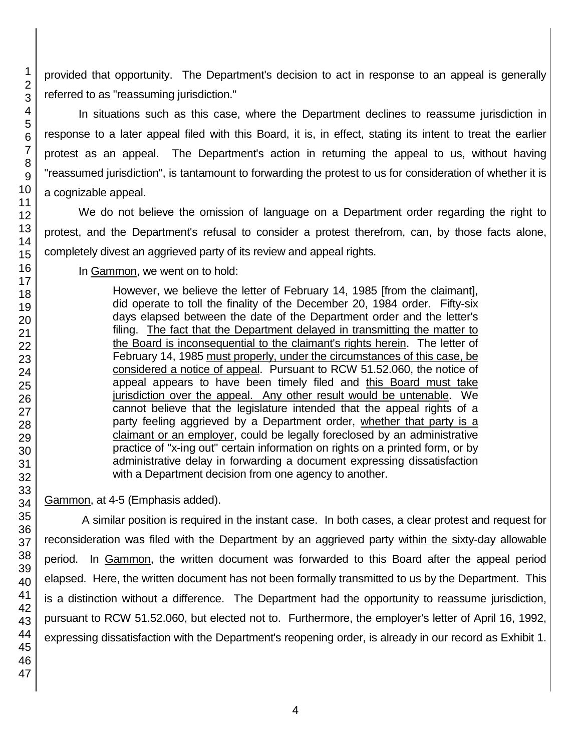provided that opportunity. The Department's decision to act in response to an appeal is generally referred to as "reassuming jurisdiction."

In situations such as this case, where the Department declines to reassume jurisdiction in response to a later appeal filed with this Board, it is, in effect, stating its intent to treat the earlier protest as an appeal. The Department's action in returning the appeal to us, without having "reassumed jurisdiction", is tantamount to forwarding the protest to us for consideration of whether it is a cognizable appeal.

We do not believe the omission of language on a Department order regarding the right to protest, and the Department's refusal to consider a protest therefrom, can, by those facts alone, completely divest an aggrieved party of its review and appeal rights.

In Gammon, we went on to hold:

> However, we believe the letter of February 14, 1985 [from the claimant], did operate to toll the finality of the December 20, 1984 order. Fifty-six days elapsed between the date of the Department order and the letter's filing. The fact that the Department delayed in transmitting the matter to the Board is inconsequential to the claimant's rights herein. The letter of February 14, 1985 must properly, under the circumstances of this case, be considered a notice of appeal. Pursuant to RCW 51.52.060, the notice of appeal appears to have been timely filed and this Board must take jurisdiction over the appeal. Any other result would be untenable. We cannot believe that the legislature intended that the appeal rights of a party feeling aggrieved by a Department order, whether that party is a claimant or an employer, could be legally foreclosed by an administrative practice of "x-ing out" certain information on rights on a printed form, or by administrative delay in forwarding a document expressing dissatisfaction with a Department decision from one agency to another.

Gammon, at 4-5 (Emphasis added).

A similar position is required in the instant case. In both cases, a clear protest and request for reconsideration was filed with the Department by an aggrieved party within the sixty-day allowable period. In Gammon, the written document was forwarded to this Board after the appeal period elapsed. Here, the written document has not been formally transmitted to us by the Department. This is a distinction without a difference. The Department had the opportunity to reassume jurisdiction, pursuant to RCW 51.52.060, but elected not to. Furthermore, the employer's letter of April 16, 1992, expressing dissatisfaction with the Department's reopening order, is already in our record as Exhibit 1.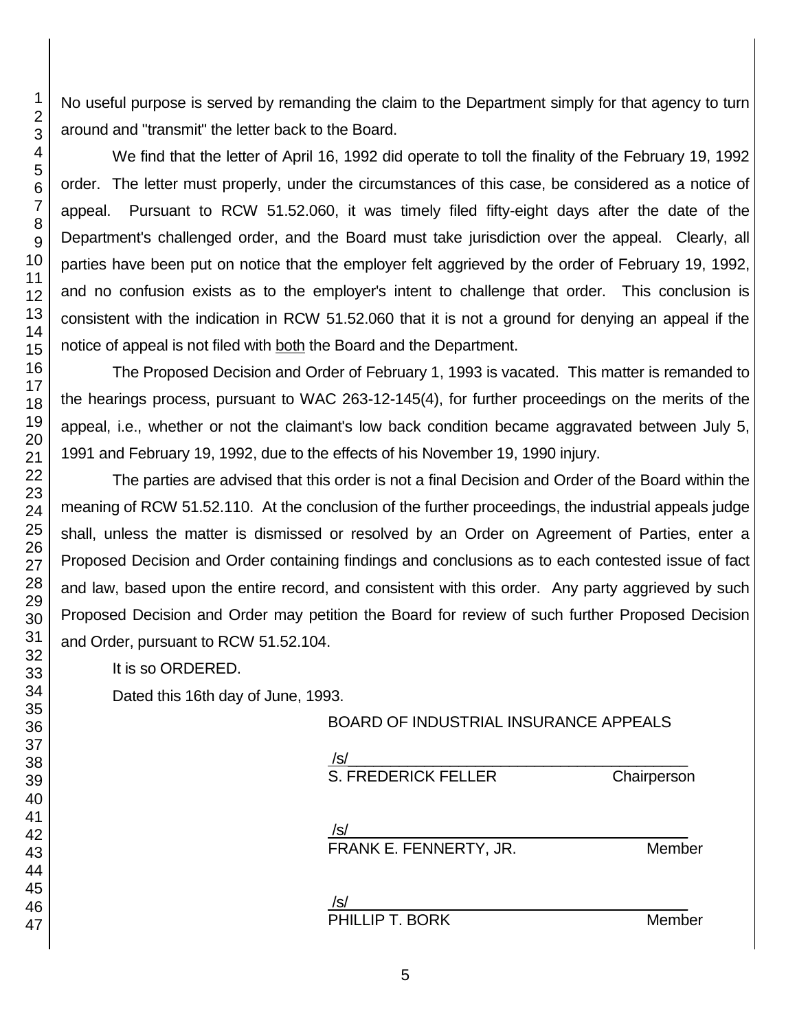No useful purpose is served by remanding the claim to the Department simply for that agency to turn around and "transmit" the letter back to the Board.

We find that the letter of April 16, 1992 did operate to toll the finality of the February 19, 1992 order. The letter must properly, under the circumstances of this case, be considered as a notice of appeal. Pursuant to RCW 51.52.060, it was timely filed fifty-eight days after the date of the Department's challenged order, and the Board must take jurisdiction over the appeal. Clearly, all parties have been put on notice that the employer felt aggrieved by the order of February 19, 1992, and no confusion exists as to the employer's intent to challenge that order. This conclusion is consistent with the indication in RCW 51.52.060 that it is not a ground for denying an appeal if the notice of appeal is not filed with both the Board and the Department.

The Proposed Decision and Order of February 1, 1993 is vacated. This matter is remanded to the hearings process, pursuant to WAC 263-12-145(4), for further proceedings on the merits of the appeal, i.e., whether or not the claimant's low back condition became aggravated between July 5, 1991 and February 19, 1992, due to the effects of his November 19, 1990 injury.

The parties are advised that this order is not a final Decision and Order of the Board within the meaning of RCW 51.52.110. At the conclusion of the further proceedings, the industrial appeals judge shall, unless the matter is dismissed or resolved by an Order on Agreement of Parties, enter a Proposed Decision and Order containing findings and conclusions as to each contested issue of fact and law, based upon the entire record, and consistent with this order. Any party aggrieved by such Proposed Decision and Order may petition the Board for review of such further Proposed Decision and Order, pursuant to RCW 51.52.104.

It is so ORDERED.

Dated this 16th day of June, 1993.

BOARD OF INDUSTRIAL INSURANCE APPEALS

/s/
S. FREDERICK FELLER Chairperson

/s/
FRANK E. FENNERTY, JR. Member

/s/
PHILLIP T. BORK Member